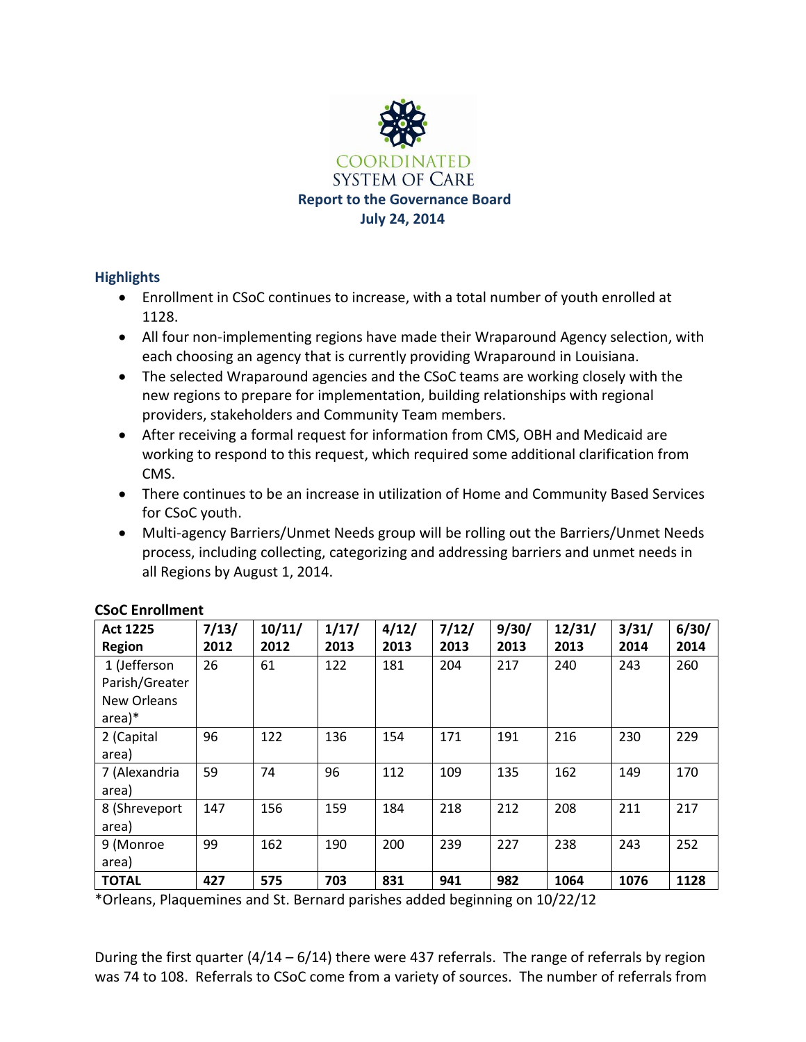COORDINATED SYSTEM OF CARE

**Report to the Governance Board**

**July 24, 2014**

## Highlights

- Enrollment in CSoC continues to increase, with a total number of youth enrolled at 1128.
- All four non-implementing regions have made their Wraparound Agency selection, with each choosing an agency that is currently providing Wraparound in Louisiana.
- The selected Wraparound agencies and the CSoC teams are working closely with the new regions to prepare for implementation, building relationships with regional providers, stakeholders and Community Team members.
- After receiving a formal request for information from CMS, OBH and Medicaid are working to respond to this request, which required some additional clarification from CMS.
- There continues to be an increase in utilization of Home and Community Based Services for CSoC youth.
- Multi-agency Barriers/Unmet Needs group will be rolling out the Barriers/Unmet Needs process, including collecting, categorizing and addressing barriers and unmet needs in all Regions by August 1, 2014.

**CSoC Enrollment**

| Act 1225 Region | 7/13/ 2012 | 10/11/ 2012 | 1/17/ 2013 | 4/12/ 2013 | 7/12/ 2013 | 9/30/ 2013 | 12/31/ 2013 | 3/31/ 2014 | 6/30/ 2014 |
|---|---|---|---|---|---|---|---|---|---|
| 1 (Jefferson Parish/Greater New Orleans area)* | 26 | 61 | 122 | 181 | 204 | 217 | 240 | 243 | 260 |
| 2 (Capital area) | 96 | 122 | 136 | 154 | 171 | 191 | 216 | 230 | 229 |
| 7 (Alexandria area) | 59 | 74 | 96 | 112 | 109 | 135 | 162 | 149 | 170 |
| 8 (Shreveport area) | 147 | 156 | 159 | 184 | 218 | 212 | 208 | 211 | 217 |
| 9 (Monroe area) | 99 | 162 | 190 | 200 | 239 | 227 | 238 | 243 | 252 |
| **TOTAL** | **427** | **575** | **703** | **831** | **941** | **982** | **1064** | **1076** | **1128** |

*Orleans, Plaquemines and St. Bernard parishes added beginning on 10/22/12

During the first quarter (4/14 – 6/14) there were 437 referrals. The range of referrals by region was 74 to 108. Referrals to CSoC come from a variety of sources. The number of referrals from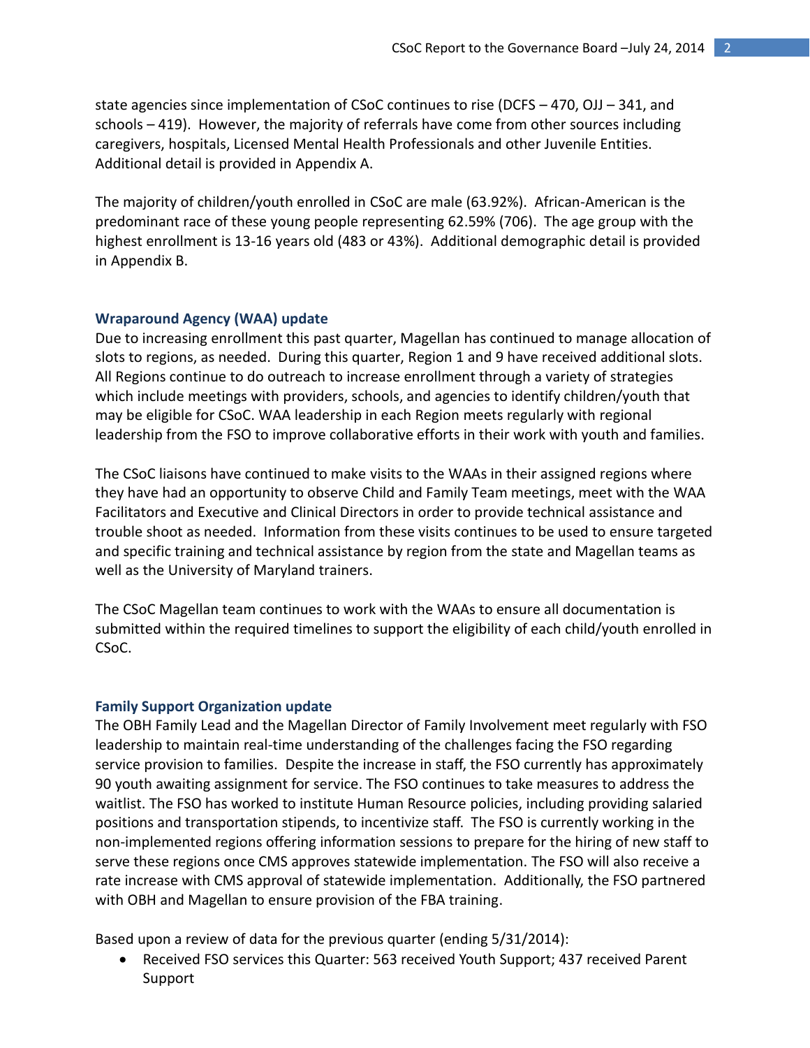state agencies since implementation of CSoC continues to rise (DCFS – 470, OJJ – 341, and schools – 419). However, the majority of referrals have come from other sources including caregivers, hospitals, Licensed Mental Health Professionals and other Juvenile Entities. Additional detail is provided in Appendix A.

The majority of children/youth enrolled in CSoC are male (63.92%). African-American is the predominant race of these young people representing 62.59% (706). The age group with the highest enrollment is 13-16 years old (483 or 43%). Additional demographic detail is provided in Appendix B.

### Wraparound Agency (WAA) update

Due to increasing enrollment this past quarter, Magellan has continued to manage allocation of slots to regions, as needed. During this quarter, Region 1 and 9 have received additional slots. All Regions continue to do outreach to increase enrollment through a variety of strategies which include meetings with providers, schools, and agencies to identify children/youth that may be eligible for CSoC. WAA leadership in each Region meets regularly with regional leadership from the FSO to improve collaborative efforts in their work with youth and families.

The CSoC liaisons have continued to make visits to the WAAs in their assigned regions where they have had an opportunity to observe Child and Family Team meetings, meet with the WAA Facilitators and Executive and Clinical Directors in order to provide technical assistance and trouble shoot as needed. Information from these visits continues to be used to ensure targeted and specific training and technical assistance by region from the state and Magellan teams as well as the University of Maryland trainers.

The CSoC Magellan team continues to work with the WAAs to ensure all documentation is submitted within the required timelines to support the eligibility of each child/youth enrolled in CSoC.

### Family Support Organization update

The OBH Family Lead and the Magellan Director of Family Involvement meet regularly with FSO leadership to maintain real-time understanding of the challenges facing the FSO regarding service provision to families. Despite the increase in staff, the FSO currently has approximately 90 youth awaiting assignment for service. The FSO continues to take measures to address the waitlist. The FSO has worked to institute Human Resource policies, including providing salaried positions and transportation stipends, to incentivize staff. The FSO is currently working in the non-implemented regions offering information sessions to prepare for the hiring of new staff to serve these regions once CMS approves statewide implementation. The FSO will also receive a rate increase with CMS approval of statewide implementation. Additionally, the FSO partnered with OBH and Magellan to ensure provision of the FBA training.

Based upon a review of data for the previous quarter (ending 5/31/2014):

- Received FSO services this Quarter: 563 received Youth Support; 437 received Parent Support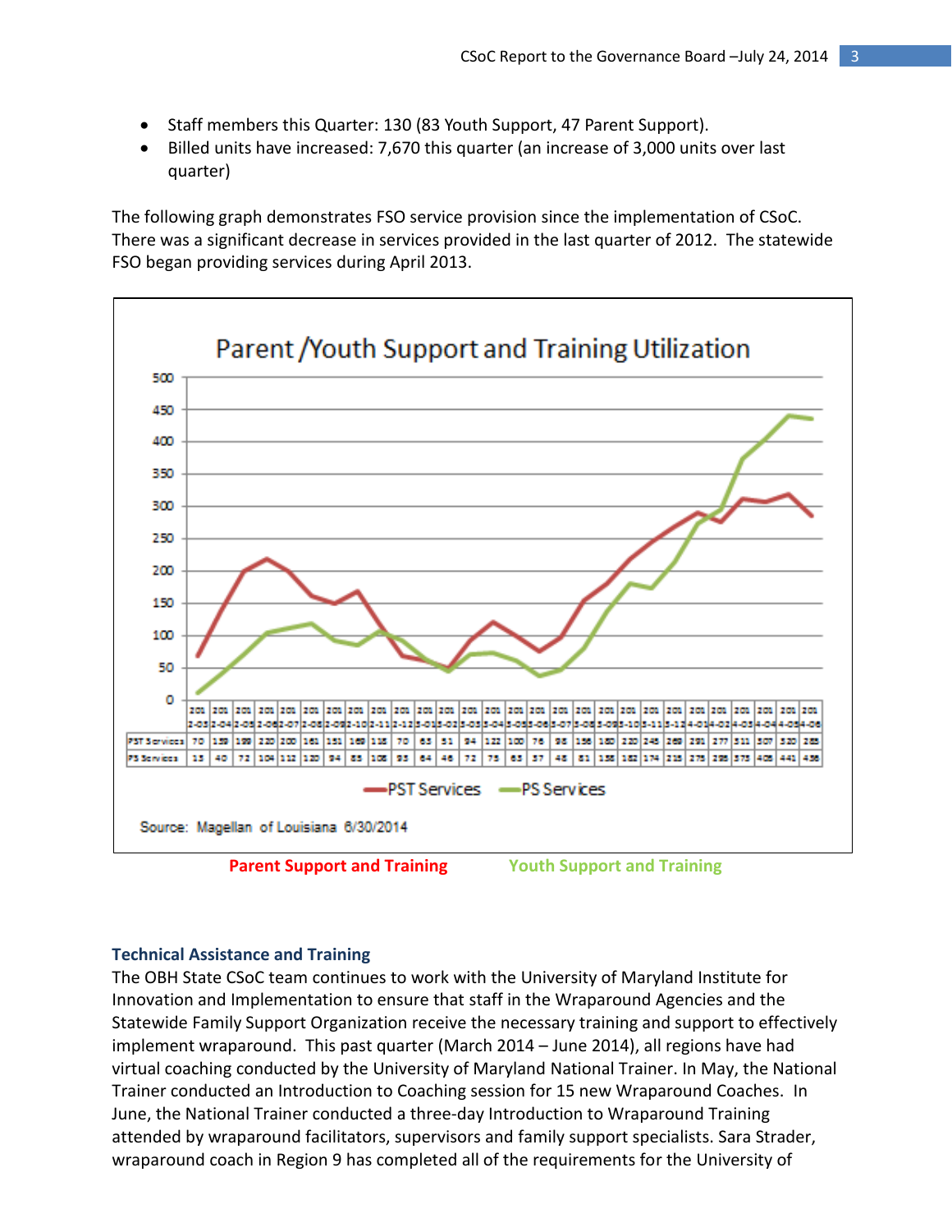- Staff members this Quarter: 130 (83 Youth Support, 47 Parent Support).
- Billed units have increased: 7,670 this quarter (an increase of 3,000 units over last quarter)

The following graph demonstrates FSO service provision since the implementation of CSoC. There was a significant decrease in services provided in the last quarter of 2012. The statewide FSO began providing services during April 2013.

**Parent /Youth Support and Training Utilization**

| | 2012-03 | 2012-04 | 2012-05 | 2012-06 | 2012-07 | 2012-08 | 2012-09 | 2012-10 | 2012-11 | 2012-12 | 2013-01 | 2013-02 | 2013-03 | 2013-04 | 2013-05 | 2013-06 | 2013-07 | 2013-08 | 2013-09 | 2013-10 | 2013-11 | 2013-12 | 2014-01 | 2014-02 | 2014-03 | 2014-04 | 2014-05 | 2014-06 |
|---|---|---|---|---|---|---|---|---|---|---|---|---|---|---|---|---|---|---|---|---|---|---|---|---|---|---|---|---|
| PST Services | 70 | 139 | 199 | 220 | 200 | 161 | 151 | 169 | 118 | 70 | 63 | 51 | 94 | 122 | 100 | 76 | 98 | 156 | 180 | 220 | 246 | 269 | 291 | 277 | 311 | 307 | 320 | 285 |
| PS Services | 13 | 40 | 72 | 104 | 112 | 120 | 94 | 85 | 108 | 93 | 64 | 46 | 72 | 75 | 63 | 37 | 48 | 81 | 138 | 182 | 174 | 215 | 275 | 295 | 373 | 405 | 441 | 436 |

Legend: PST Services, PS Services

Source: Magellan of Louisiana 6/30/2014

**Parent Support and Training** **Youth Support and Training**

### Technical Assistance and Training

The OBH State CSoC team continues to work with the University of Maryland Institute for Innovation and Implementation to ensure that staff in the Wraparound Agencies and the Statewide Family Support Organization receive the necessary training and support to effectively implement wraparound. This past quarter (March 2014 – June 2014), all regions have had virtual coaching conducted by the University of Maryland National Trainer. In May, the National Trainer conducted an Introduction to Coaching session for 15 new Wraparound Coaches. In June, the National Trainer conducted a three-day Introduction to Wraparound Training attended by wraparound facilitators, supervisors and family support specialists. Sara Strader, wraparound coach in Region 9 has completed all of the requirements for the University of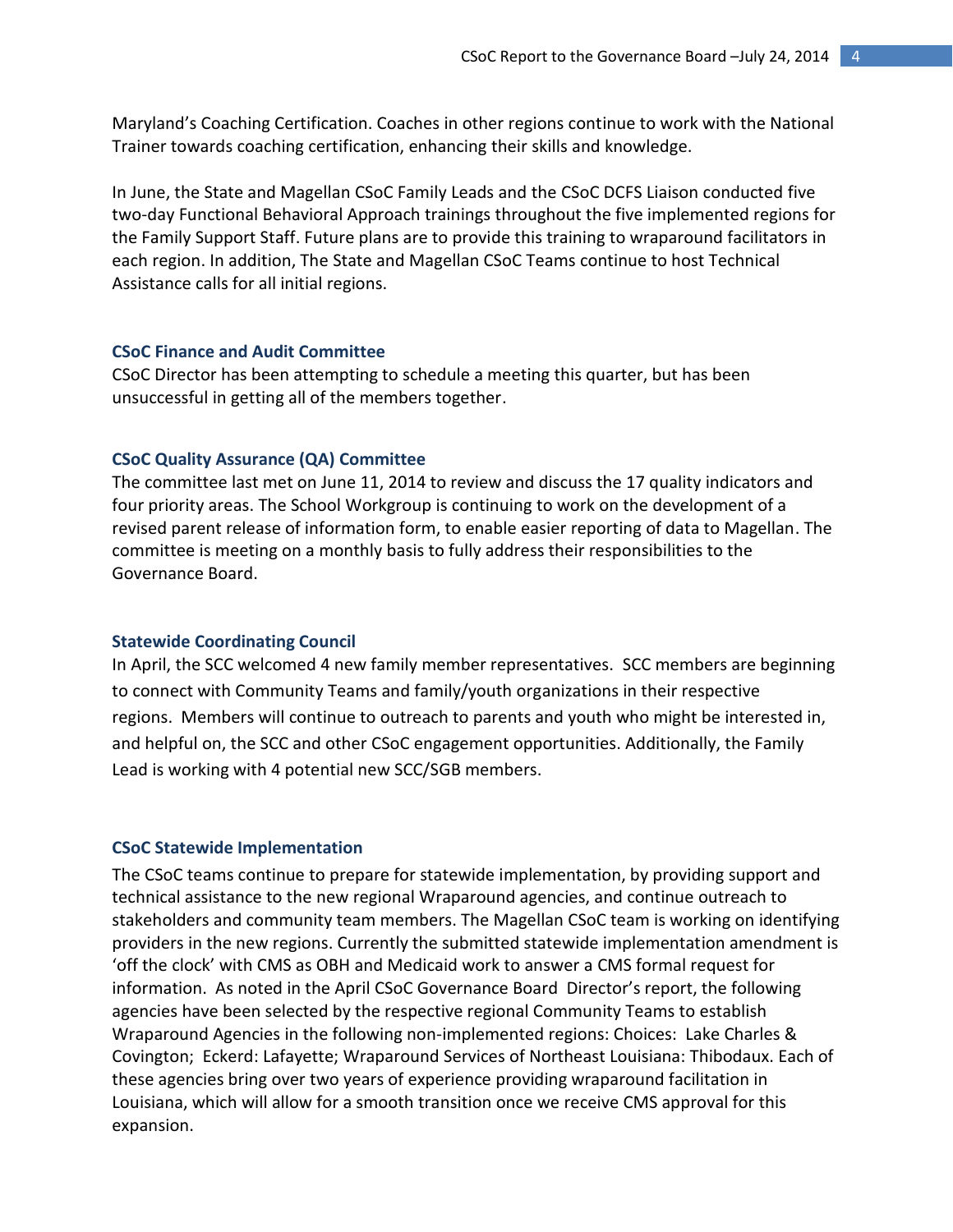Maryland's Coaching Certification. Coaches in other regions continue to work with the National Trainer towards coaching certification, enhancing their skills and knowledge.

In June, the State and Magellan CSoC Family Leads and the CSoC DCFS Liaison conducted five two-day Functional Behavioral Approach trainings throughout the five implemented regions for the Family Support Staff. Future plans are to provide this training to wraparound facilitators in each region. In addition, The State and Magellan CSoC Teams continue to host Technical Assistance calls for all initial regions.

### CSoC Finance and Audit Committee

CSoC Director has been attempting to schedule a meeting this quarter, but has been unsuccessful in getting all of the members together.

### CSoC Quality Assurance (QA) Committee

The committee last met on June 11, 2014 to review and discuss the 17 quality indicators and four priority areas. The School Workgroup is continuing to work on the development of a revised parent release of information form, to enable easier reporting of data to Magellan. The committee is meeting on a monthly basis to fully address their responsibilities to the Governance Board.

### Statewide Coordinating Council

In April, the SCC welcomed 4 new family member representatives. SCC members are beginning to connect with Community Teams and family/youth organizations in their respective regions. Members will continue to outreach to parents and youth who might be interested in, and helpful on, the SCC and other CSoC engagement opportunities. Additionally, the Family Lead is working with 4 potential new SCC/SGB members.

### CSoC Statewide Implementation

The CSoC teams continue to prepare for statewide implementation, by providing support and technical assistance to the new regional Wraparound agencies, and continue outreach to stakeholders and community team members. The Magellan CSoC team is working on identifying providers in the new regions. Currently the submitted statewide implementation amendment is 'off the clock' with CMS as OBH and Medicaid work to answer a CMS formal request for information. As noted in the April CSoC Governance Board Director's report, the following agencies have been selected by the respective regional Community Teams to establish Wraparound Agencies in the following non-implemented regions: Choices: Lake Charles & Covington; Eckerd: Lafayette; Wraparound Services of Northeast Louisiana: Thibodaux. Each of these agencies bring over two years of experience providing wraparound facilitation in Louisiana, which will allow for a smooth transition once we receive CMS approval for this expansion.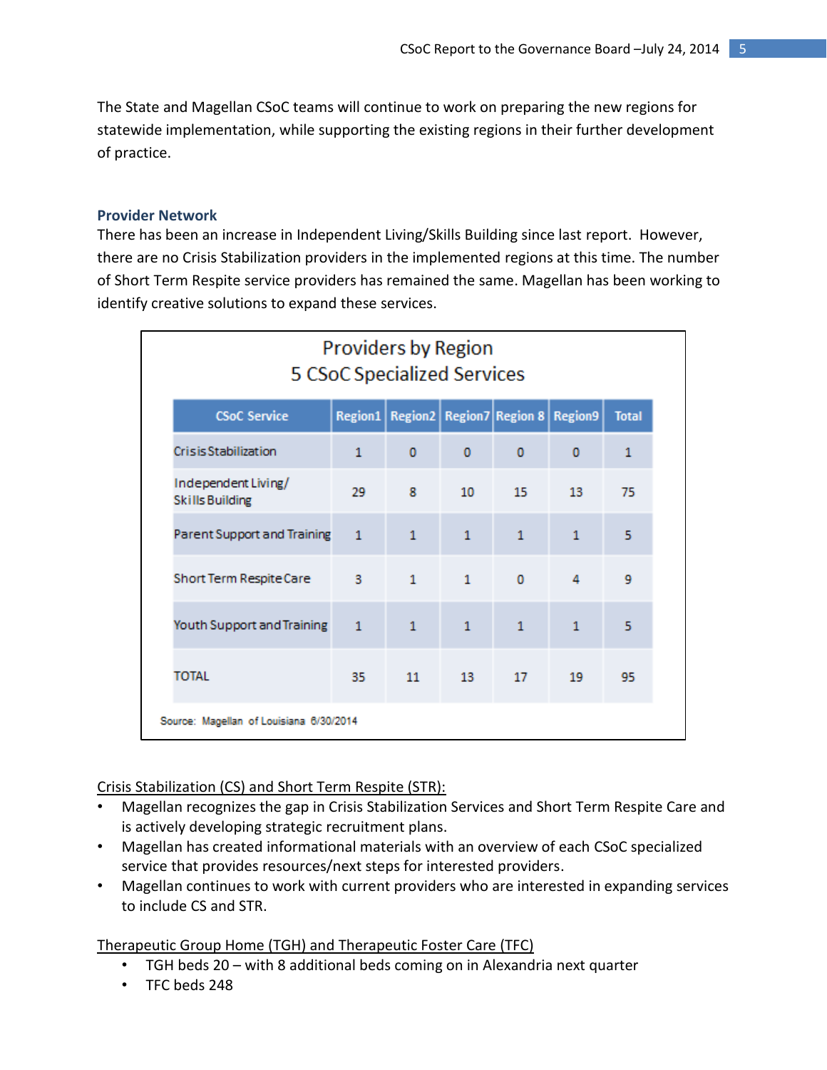The State and Magellan CSoC teams will continue to work on preparing the new regions for statewide implementation, while supporting the existing regions in their further development of practice.

### Provider Network

There has been an increase in Independent Living/Skills Building since last report. However, there are no Crisis Stabilization providers in the implemented regions at this time. The number of Short Term Respite service providers has remained the same. Magellan has been working to identify creative solutions to expand these services.

**Providers by Region**
**5 CSoC Specialized Services**

| CSoC Service | Region1 | Region2 | Region7 | Region 8 | Region9 | Total |
|---|---|---|---|---|---|---|
| Crisis Stabilization | 1 | 0 | 0 | 0 | 0 | 1 |
| Independent Living/ Skills Building | 29 | 8 | 10 | 15 | 13 | 75 |
| Parent Support and Training | 1 | 1 | 1 | 1 | 1 | 5 |
| Short Term Respite Care | 3 | 1 | 1 | 0 | 4 | 9 |
| Youth Support and Training | 1 | 1 | 1 | 1 | 1 | 5 |
| TOTAL | 35 | 11 | 13 | 17 | 19 | 95 |

Source: Magellan of Louisiana 6/30/2014

Crisis Stabilization (CS) and Short Term Respite (STR):

- Magellan recognizes the gap in Crisis Stabilization Services and Short Term Respite Care and is actively developing strategic recruitment plans.
- Magellan has created informational materials with an overview of each CSoC specialized service that provides resources/next steps for interested providers.
- Magellan continues to work with current providers who are interested in expanding services to include CS and STR.

Therapeutic Group Home (TGH) and Therapeutic Foster Care (TFC)

- TGH beds 20 – with 8 additional beds coming on in Alexandria next quarter
- TFC beds 248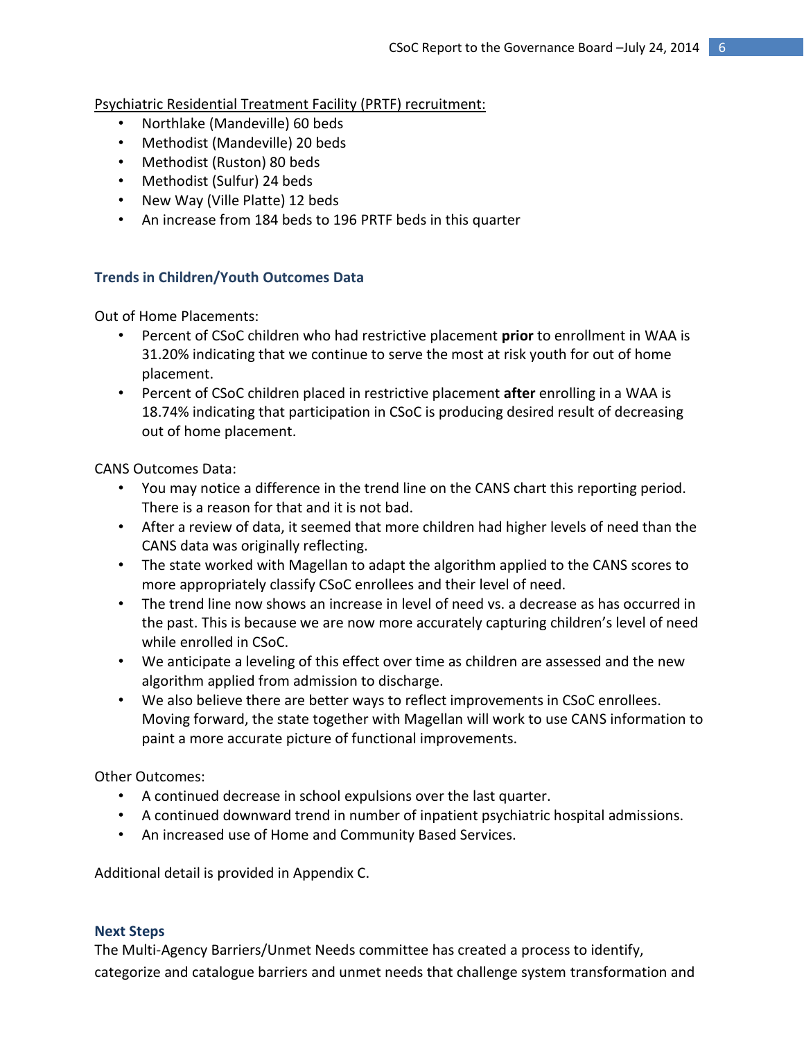<u>Psychiatric Residential Treatment Facility (PRTF) recruitment:</u>

- Northlake (Mandeville) 60 beds
- Methodist (Mandeville) 20 beds
- Methodist (Ruston) 80 beds
- Methodist (Sulfur) 24 beds
- New Way (Ville Platte) 12 beds
- An increase from 184 beds to 196 PRTF beds in this quarter

### Trends in Children/Youth Outcomes Data

Out of Home Placements:

- Percent of CSoC children who had restrictive placement **prior** to enrollment in WAA is 31.20% indicating that we continue to serve the most at risk youth for out of home placement.
- Percent of CSoC children placed in restrictive placement **after** enrolling in a WAA is 18.74% indicating that participation in CSoC is producing desired result of decreasing out of home placement.

CANS Outcomes Data:

- You may notice a difference in the trend line on the CANS chart this reporting period. There is a reason for that and it is not bad.
- After a review of data, it seemed that more children had higher levels of need than the CANS data was originally reflecting.
- The state worked with Magellan to adapt the algorithm applied to the CANS scores to more appropriately classify CSoC enrollees and their level of need.
- The trend line now shows an increase in level of need vs. a decrease as has occurred in the past. This is because we are now more accurately capturing children's level of need while enrolled in CSoC.
- We anticipate a leveling of this effect over time as children are assessed and the new algorithm applied from admission to discharge.
- We also believe there are better ways to reflect improvements in CSoC enrollees. Moving forward, the state together with Magellan will work to use CANS information to paint a more accurate picture of functional improvements.

Other Outcomes:

- A continued decrease in school expulsions over the last quarter.
- A continued downward trend in number of inpatient psychiatric hospital admissions.
- An increased use of Home and Community Based Services.

Additional detail is provided in Appendix C.

### Next Steps

The Multi-Agency Barriers/Unmet Needs committee has created a process to identify, categorize and catalogue barriers and unmet needs that challenge system transformation and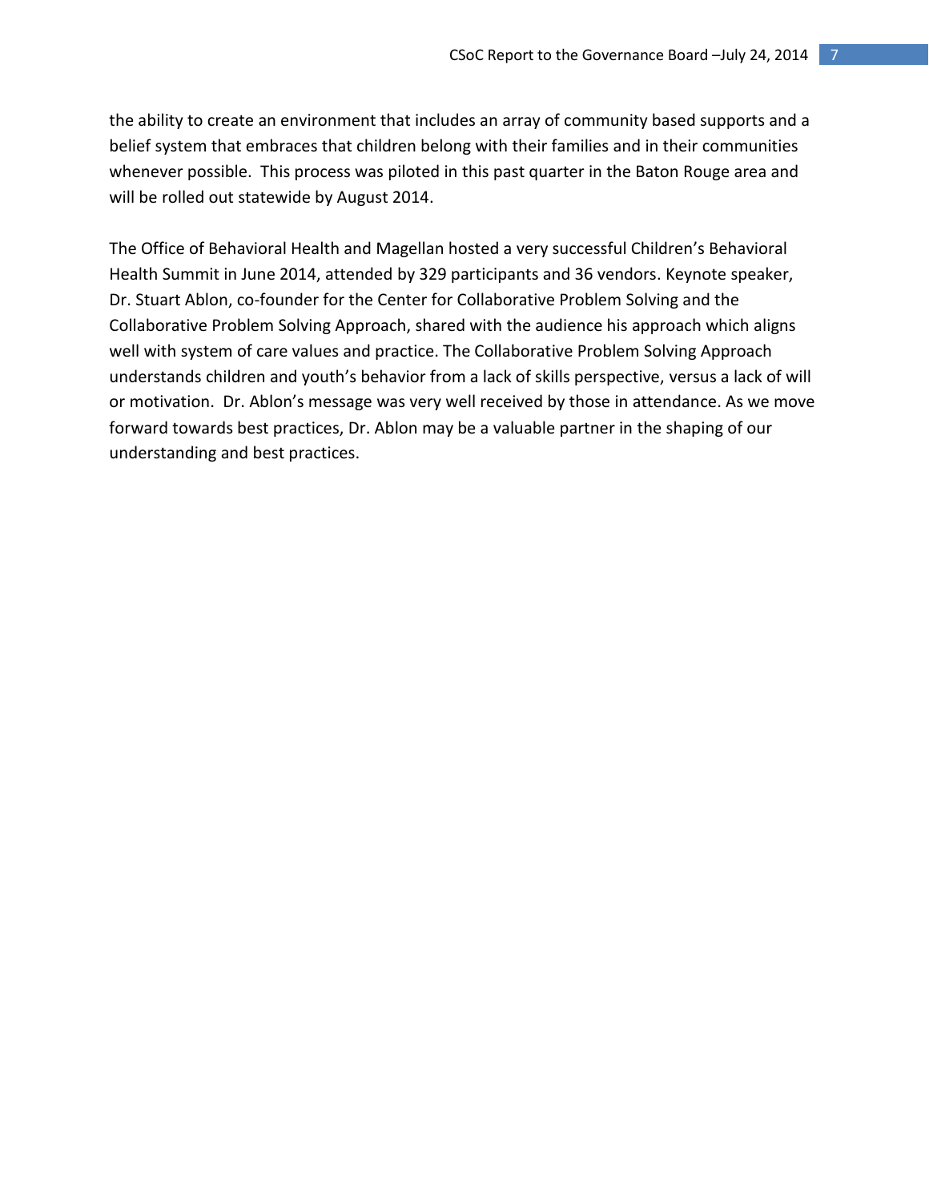the ability to create an environment that includes an array of community based supports and a belief system that embraces that children belong with their families and in their communities whenever possible. This process was piloted in this past quarter in the Baton Rouge area and will be rolled out statewide by August 2014.

The Office of Behavioral Health and Magellan hosted a very successful Children's Behavioral Health Summit in June 2014, attended by 329 participants and 36 vendors. Keynote speaker, Dr. Stuart Ablon, co-founder for the Center for Collaborative Problem Solving and the Collaborative Problem Solving Approach, shared with the audience his approach which aligns well with system of care values and practice. The Collaborative Problem Solving Approach understands children and youth's behavior from a lack of skills perspective, versus a lack of will or motivation. Dr. Ablon's message was very well received by those in attendance. As we move forward towards best practices, Dr. Ablon may be a valuable partner in the shaping of our understanding and best practices.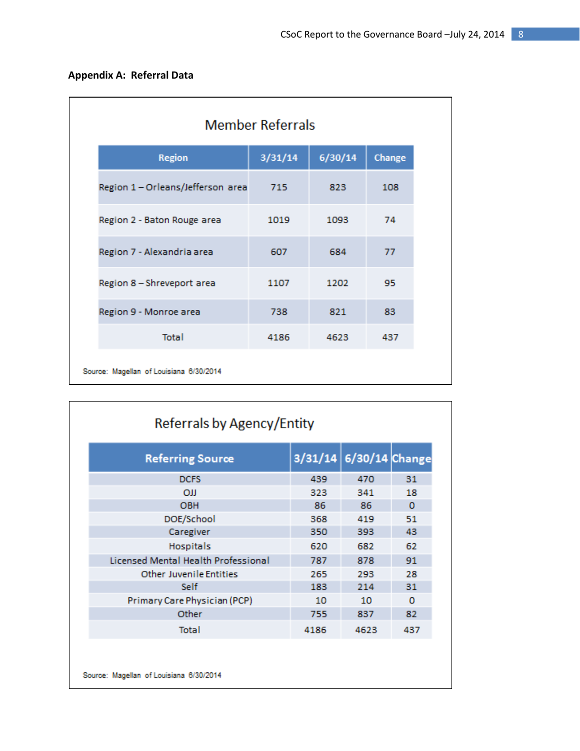## Appendix A: Referral Data

### Member Referrals

| Region | 3/31/14 | 6/30/14 | Change |
|---|---|---|---|
| Region 1 – Orleans/Jefferson area | 715 | 823 | 108 |
| Region 2 - Baton Rouge area | 1019 | 1093 | 74 |
| Region 7 - Alexandria area | 607 | 684 | 77 |
| Region 8 – Shreveport area | 1107 | 1202 | 95 |
| Region 9 - Monroe area | 738 | 821 | 83 |
| Total | 4186 | 4623 | 437 |

Source: Magellan of Louisiana 6/30/2014

### Referrals by Agency/Entity

| Referring Source | 3/31/14 | 6/30/14 | Change |
|---|---|---|---|
| DCFS | 439 | 470 | 31 |
| OJJ | 323 | 341 | 18 |
| OBH | 86 | 86 | 0 |
| DOE/School | 368 | 419 | 51 |
| Caregiver | 350 | 393 | 43 |
| Hospitals | 620 | 682 | 62 |
| Licensed Mental Health Professional | 787 | 878 | 91 |
| Other Juvenile Entities | 265 | 293 | 28 |
| Self | 183 | 214 | 31 |
| Primary Care Physician (PCP) | 10 | 10 | 0 |
| Other | 755 | 837 | 82 |
| Total | 4186 | 4623 | 437 |

Source: Magellan of Louisiana 6/30/2014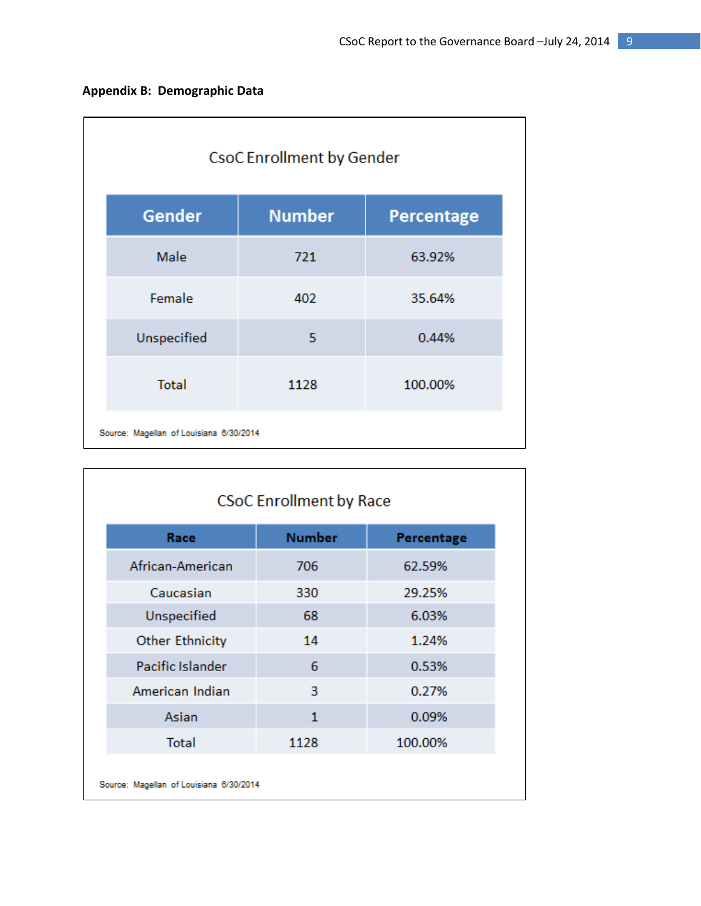## Appendix B: Demographic Data

### CsoC Enrollment by Gender

| Gender | Number | Percentage |
|---|---|---|
| Male | 721 | 63.92% |
| Female | 402 | 35.64% |
| Unspecified | 5 | 0.44% |
| Total | 1128 | 100.00% |

Source: Magellan of Louisiana 6/30/2014

### CSoC Enrollment by Race

| Race | Number | Percentage |
|---|---|---|
| African-American | 706 | 62.59% |
| Caucasian | 330 | 29.25% |
| Unspecified | 68 | 6.03% |
| Other Ethnicity | 14 | 1.24% |
| Pacific Islander | 6 | 0.53% |
| American Indian | 3 | 0.27% |
| Asian | 1 | 0.09% |
| Total | 1128 | 100.00% |

Source: Magellan of Louisiana 6/30/2014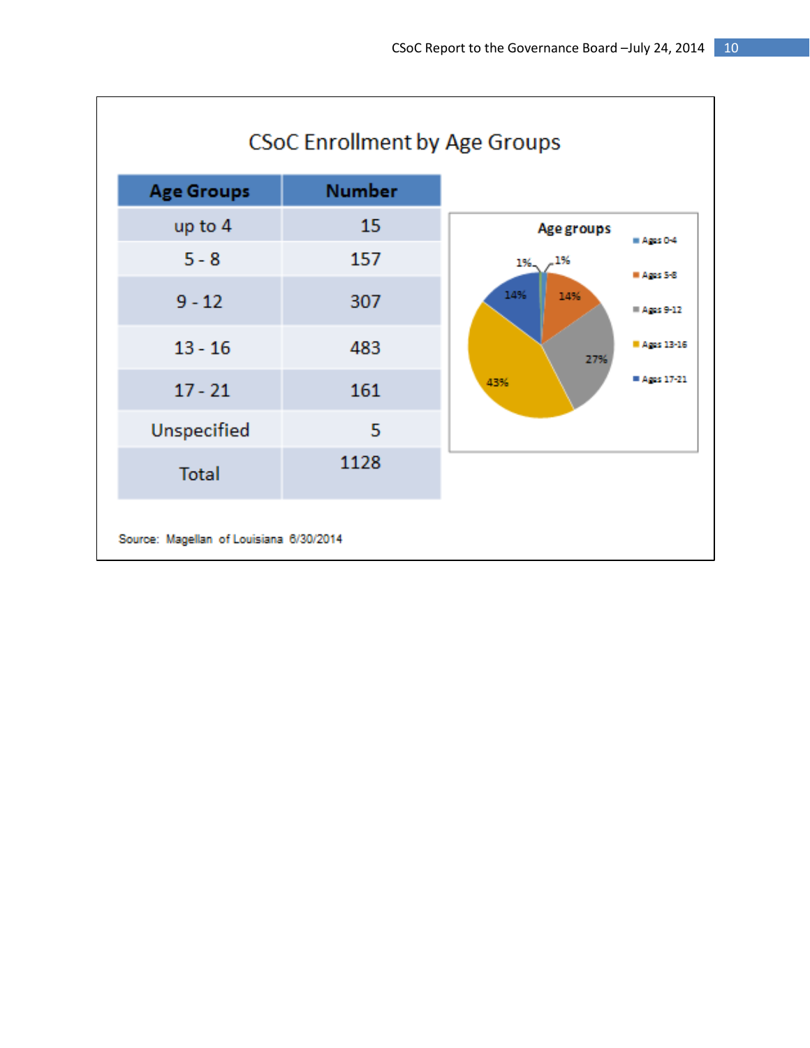# CSoC Enrollment by Age Groups

| Age Groups | Number |
|---|---|
| up to 4 | 15 |
| 5 - 8 | 157 |
| 9 - 12 | 307 |
| 13 - 16 | 483 |
| 17 - 21 | 161 |
| Unspecified | 5 |
| Total | 1128 |

Source: Magellan of Louisiana 6/30/2014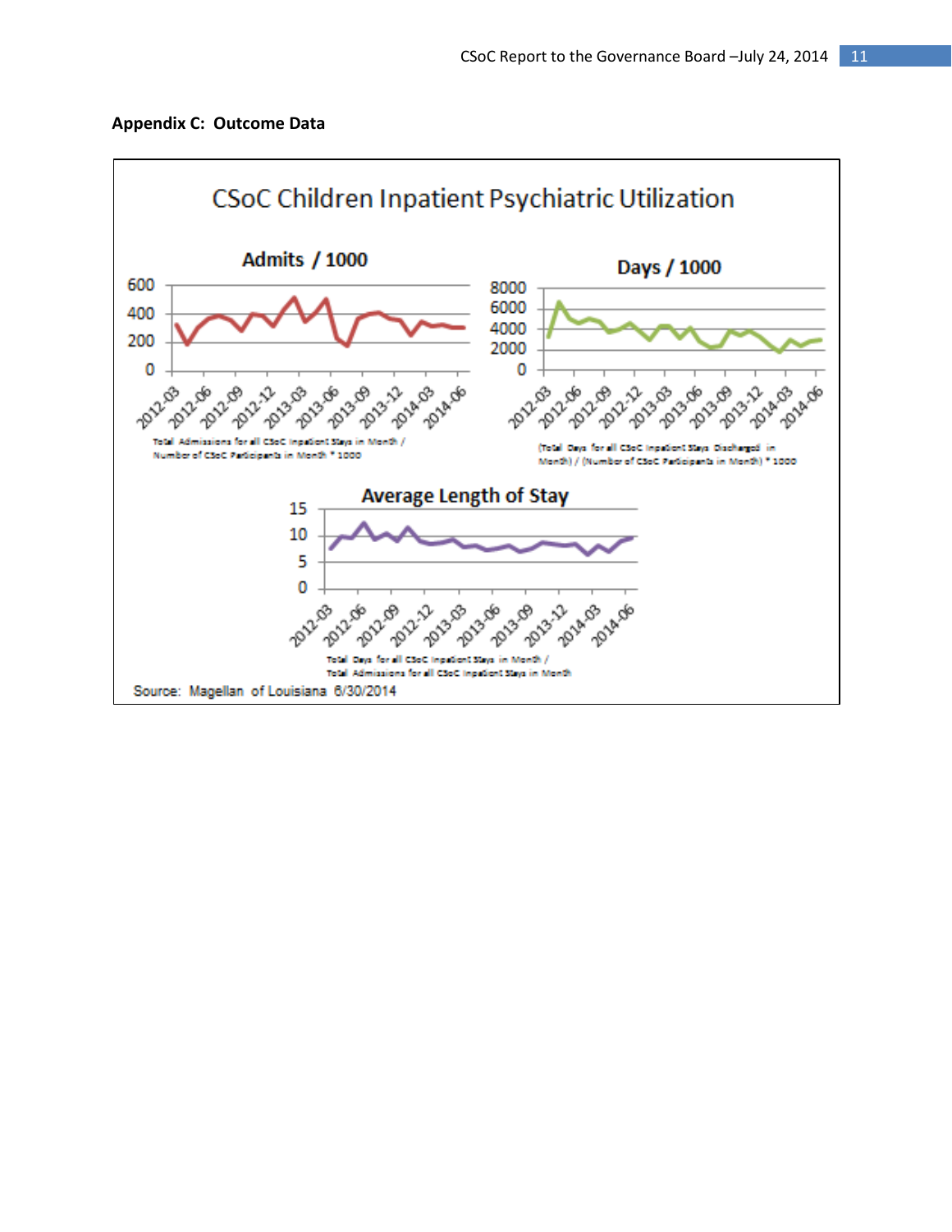## Appendix C: Outcome Data

CSoC Children Inpatient Psychiatric Utilization

**Admits / 1000**

Total Admissions for all CSoC Inpatient Stays in Month / Number of CSoC Participants in Month * 1000

**Days / 1000**

(Total Days for all CSoC Inpatient Stays Discharged in Month) / (Number of CSoC Participants in Month) * 1000

**Average Length of Stay**

Total Days for all CSoC Inpatient Stays in Month / Total Admissions for all CSoC Inpatient Stays in Month

Source: Magellan of Louisiana 6/30/2014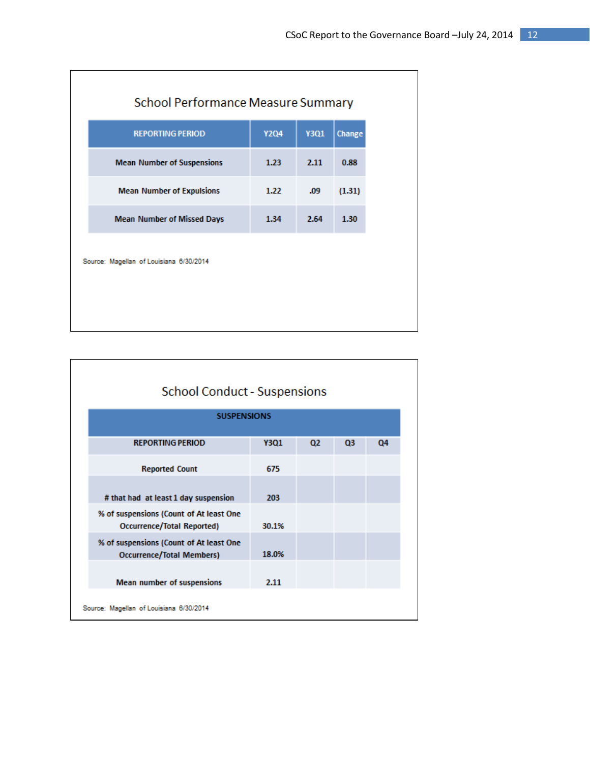## School Performance Measure Summary

| REPORTING PERIOD | Y2Q4 | Y3Q1 | Change |
|---|---|---|---|
| Mean Number of Suspensions | 1.23 | 2.11 | 0.88 |
| Mean Number of Expulsions | 1.22 | .09 | (1.31) |
| Mean Number of Missed Days | 1.34 | 2.64 | 1.30 |

Source: Magellan of Louisiana 6/30/2014

## School Conduct - Suspensions

| SUSPENSIONS | | | | |
|---|---|---|---|---|
| REPORTING PERIOD | Y3Q1 | Q2 | Q3 | Q4 |
| Reported Count | 675 | | | |
| # that had at least 1 day suspension | 203 | | | |
| % of suspensions (Count of At least One Occurrence/Total Reported) | 30.1% | | | |
| % of suspensions (Count of At least One Occurrence/Total Members) | 18.0% | | | |
| Mean number of suspensions | 2.11 | | | |

Source: Magellan of Louisiana 6/30/2014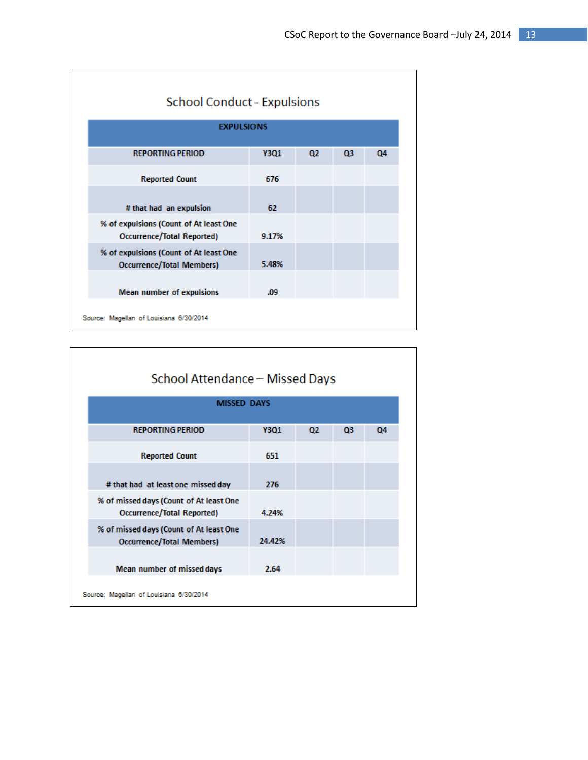## School Conduct - Expulsions

| EXPULSIONS | | | | |
|---|---|---|---|---|
| REPORTING PERIOD | Y3Q1 | Q2 | Q3 | Q4 |
| Reported Count | 676 | | | |
| # that had an expulsion | 62 | | | |
| % of expulsions (Count of At least One Occurrence/Total Reported) | 9.17% | | | |
| % of expulsions (Count of At least One Occurrence/Total Members) | 5.48% | | | |
| Mean number of expulsions | .09 | | | |

Source: Magellan of Louisiana 6/30/2014

## School Attendance – Missed Days

| MISSED DAYS | | | | |
|---|---|---|---|---|
| REPORTING PERIOD | Y3Q1 | Q2 | Q3 | Q4 |
| Reported Count | 651 | | | |
| # that had at least one missed day | 276 | | | |
| % of missed days (Count of At least One Occurrence/Total Reported) | 4.24% | | | |
| % of missed days (Count of At least One Occurrence/Total Members) | 24.42% | | | |
| Mean number of missed days | 2.64 | | | |

Source: Magellan of Louisiana 6/30/2014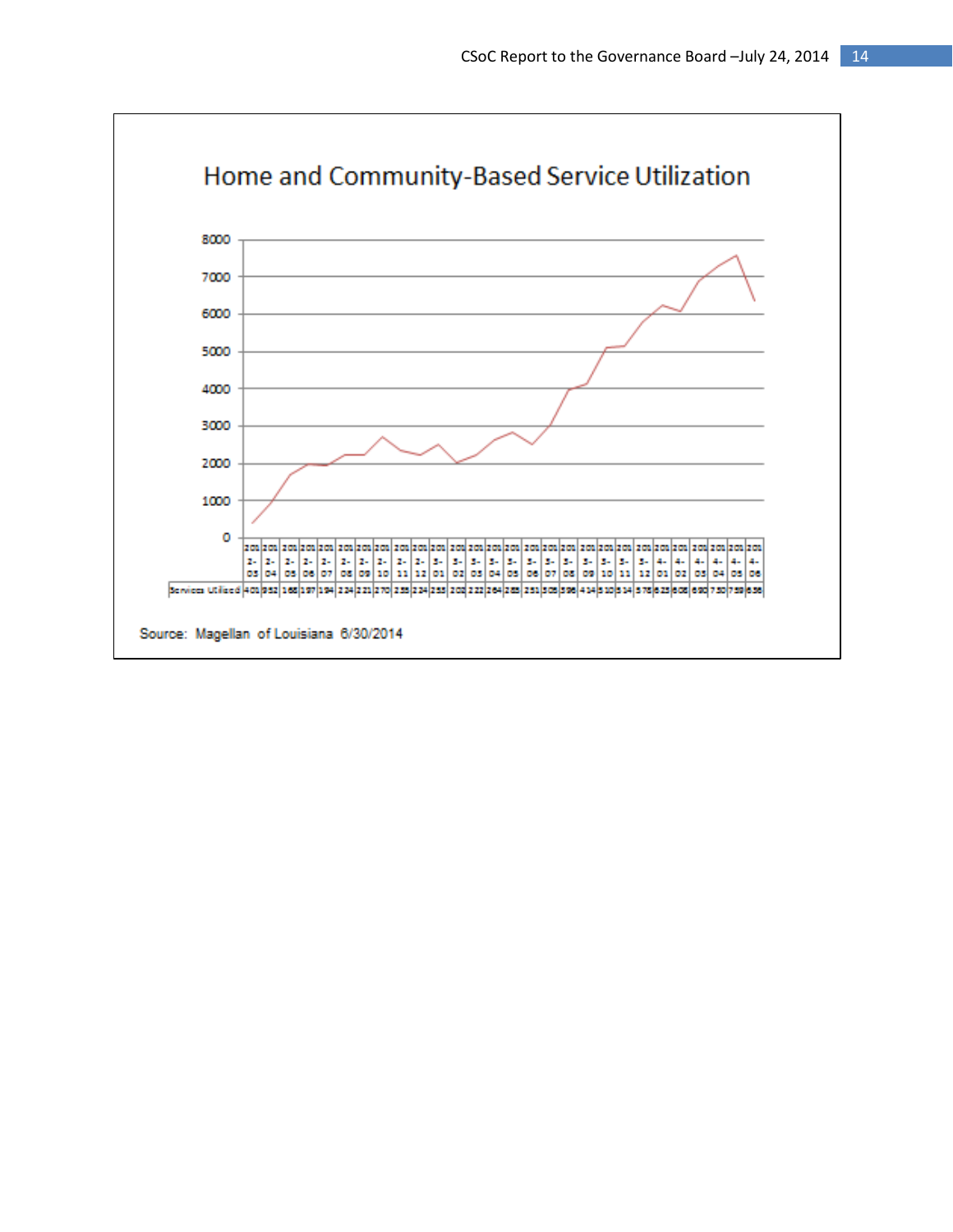## Home and Community-Based Service Utilization

| | 2012-03 | 2012-04 | 2012-05 | 2012-06 | 2012-07 | 2012-08 | 2012-09 | 2012-10 | 2012-11 | 2012-12 | 2013-01 | 2013-02 | 2013-03 | 2013-04 | 2013-05 | 2013-06 | 2013-07 | 2013-08 | 2013-09 | 2013-10 | 2013-11 | 2013-12 | 2014-01 | 2014-02 | 2014-03 | 2014-04 | 2014-05 | 2014-06 |
|---|---|---|---|---|---|---|---|---|---|---|---|---|---|---|---|---|---|---|---|---|---|---|---|---|---|---|---|---|
| Services Utilized | 401 | 952 | 168 | 197 | 194 | 224 | 221 | 270 | 235 | 224 | 255 | 202 | 222 | 264 | 285 | 251 | 305 | 396 | 414 | 510 | 514 | 578 | 623 | 606 | 690 | 730 | 759 | 636 |

Source: Magellan of Louisiana 6/30/2014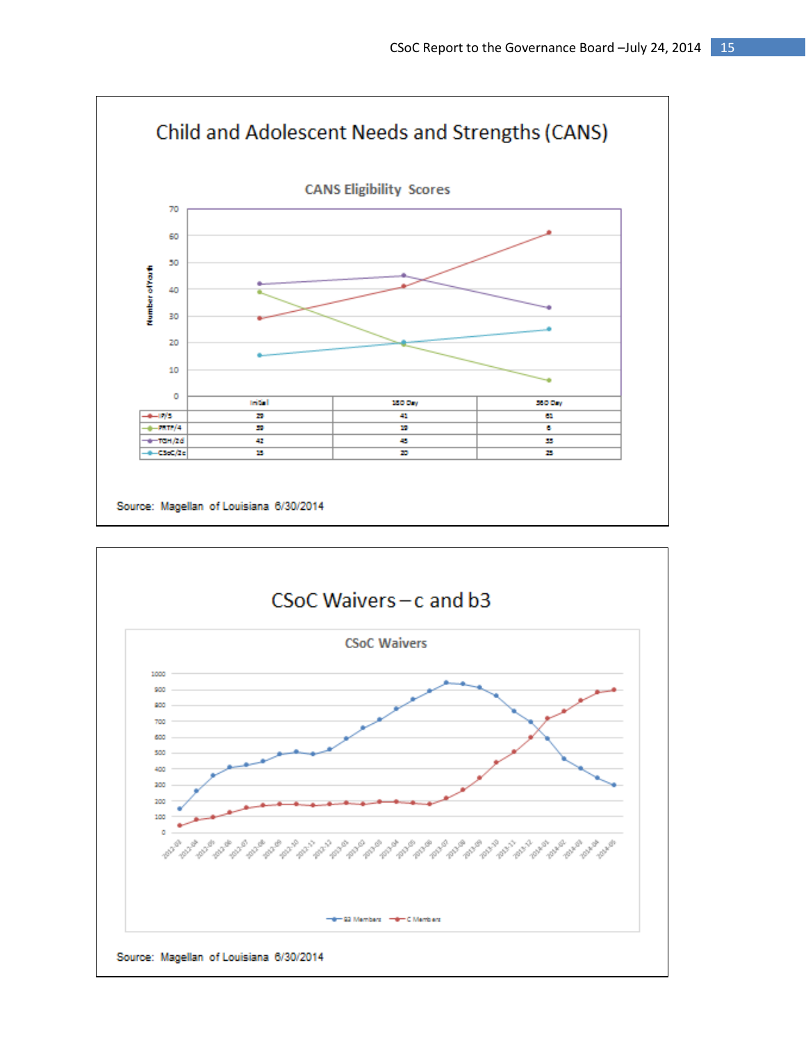## Child and Adolescent Needs and Strengths (CANS)

CANS Eligibility Scores

Number of Youth

70
60
50
40
30
20
10
0

Initial | 180 Day | 360 Day

IP/5: 29 | 41 | 61
PRTF/4: 39 | 19 | 6
TGH/2d: 42 | 45 | 33
CSoC/2c: 15 | 20 | 25

Source: Magellan of Louisiana 6/30/2014

## CSoC Waivers – c and b3

CSoC Waivers

1000
900
800
700
600
500
400
300
200
100
0

2012-03, 2012-04, 2012-05, 2012-06, 2012-07, 2012-08, 2012-09, 2012-10, 2012-11, 2012-12, 2013-01, 2013-02, 2013-03, 2013-04, 2013-05, 2013-06, 2013-07, 2013-08, 2013-09, 2013-10, 2013-11, 2013-12, 2014-01, 2014-02, 2014-03, 2014-04, 2014-05

B3 Members
C Members

Source: Magellan of Louisiana 6/30/2014